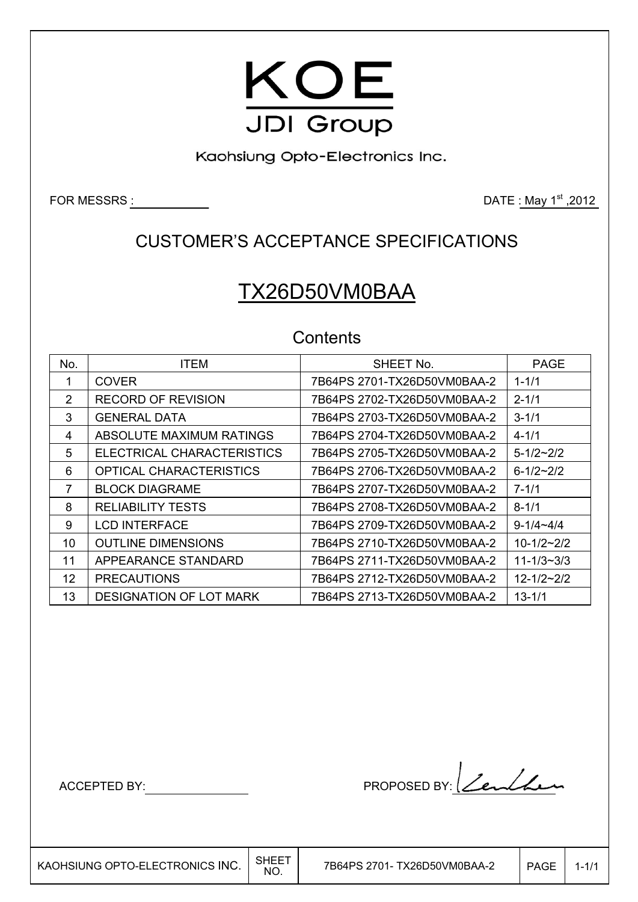# KOE

## JDI Group

Kaohsiung Opto-Electronics Inc.

FOR MESSRS :

DATE : May 1st ,2012

## CUSTOMER'S ACCEPTANCE SPECIFICATIONS

# TX26D50VM0BAA

### Contents

| No. | ITEM | SHEET No. | PAGE |
|---|---|---|---|
| 1 | COVER | 7B64PS 2701-TX26D50VM0BAA-2 | 1-1/1 |
| 2 | RECORD OF REVISION | 7B64PS 2702-TX26D50VM0BAA-2 | 2-1/1 |
| 3 | GENERAL DATA | 7B64PS 2703-TX26D50VM0BAA-2 | 3-1/1 |
| 4 | ABSOLUTE MAXIMUM RATINGS | 7B64PS 2704-TX26D50VM0BAA-2 | 4-1/1 |
| 5 | ELECTRICAL CHARACTERISTICS | 7B64PS 2705-TX26D50VM0BAA-2 | 5-1/2~2/2 |
| 6 | OPTICAL CHARACTERISTICS | 7B64PS 2706-TX26D50VM0BAA-2 | 6-1/2~2/2 |
| 7 | BLOCK DIAGRAME | 7B64PS 2707-TX26D50VM0BAA-2 | 7-1/1 |
| 8 | RELIABILITY TESTS | 7B64PS 2708-TX26D50VM0BAA-2 | 8-1/1 |
| 9 | LCD INTERFACE | 7B64PS 2709-TX26D50VM0BAA-2 | 9-1/4~4/4 |
| 10 | OUTLINE DIMENSIONS | 7B64PS 2710-TX26D50VM0BAA-2 | 10-1/2~2/2 |
| 11 | APPEARANCE STANDARD | 7B64PS 2711-TX26D50VM0BAA-2 | 11-1/3~3/3 |
| 12 | PRECAUTIONS | 7B64PS 2712-TX26D50VM0BAA-2 | 12-1/2~2/2 |
| 13 | DESIGNATION OF LOT MARK | 7B64PS 2713-TX26D50VM0BAA-2 | 13-1/1 |

ACCEPTED BY:

PROPOSED BY:

| KAOHSIUNG OPTO-ELECTRONICS INC. | SHEET NO. | 7B64PS 2701- TX26D50VM0BAA-2 | PAGE | 1-1/1 |
|---|---|---|---|---|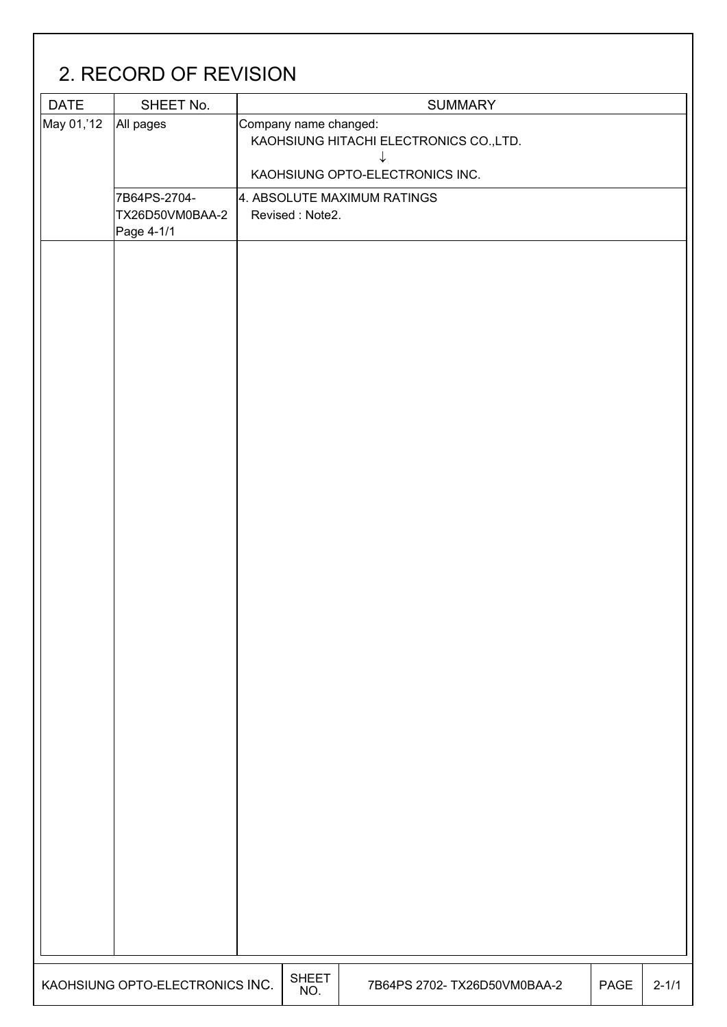# 2. RECORD OF REVISION

| DATE | SHEET No. | SUMMARY |
|---|---|---|
| May 01,'12 | All pages | Company name changed:<br>KAOHSIUNG HITACHI ELECTRONICS CO.,LTD.<br>↓<br>KAOHSIUNG OPTO-ELECTRONICS INC. |
| | 7B64PS-2704-<br>TX26D50VM0BAA-2<br>Page 4-1/1 | 4. ABSOLUTE MAXIMUM RATINGS<br>Revised : Note2. |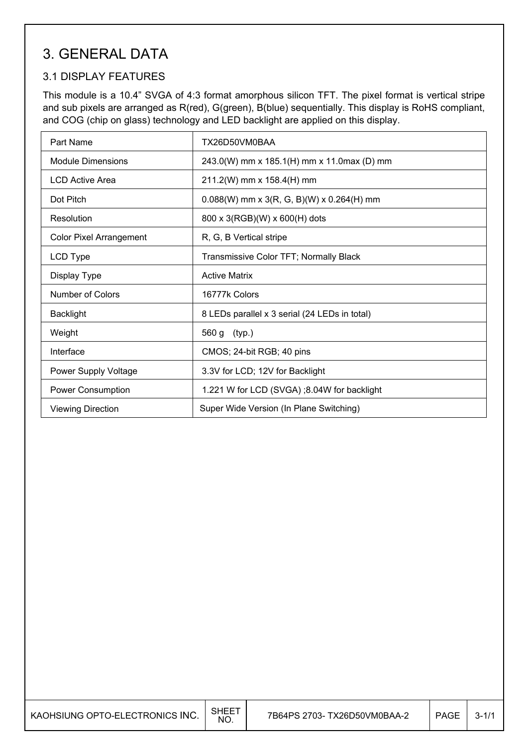# 3. GENERAL DATA

## 3.1 DISPLAY FEATURES

This module is a 10.4" SVGA of 4:3 format amorphous silicon TFT. The pixel format is vertical stripe and sub pixels are arranged as R(red), G(green), B(blue) sequentially. This display is RoHS compliant, and COG (chip on glass) technology and LED backlight are applied on this display.

| Part Name | TX26D50VM0BAA |
|---|---|
| Module Dimensions | 243.0(W) mm x 185.1(H) mm x 11.0max (D) mm |
| LCD Active Area | 211.2(W) mm x 158.4(H) mm |
| Dot Pitch | 0.088(W) mm x 3(R, G, B)(W) x 0.264(H) mm |
| Resolution | 800 x 3(RGB)(W) x 600(H) dots |
| Color Pixel Arrangement | R, G, B Vertical stripe |
| LCD Type | Transmissive Color TFT; Normally Black |
| Display Type | Active Matrix |
| Number of Colors | 16777k Colors |
| Backlight | 8 LEDs parallel x 3 serial (24 LEDs in total) |
| Weight | 560 g (typ.) |
| Interface | CMOS; 24-bit RGB; 40 pins |
| Power Supply Voltage | 3.3V for LCD; 12V for Backlight |
| Power Consumption | 1.221 W for LCD (SVGA) ;8.04W for backlight |
| Viewing Direction | Super Wide Version (In Plane Switching) |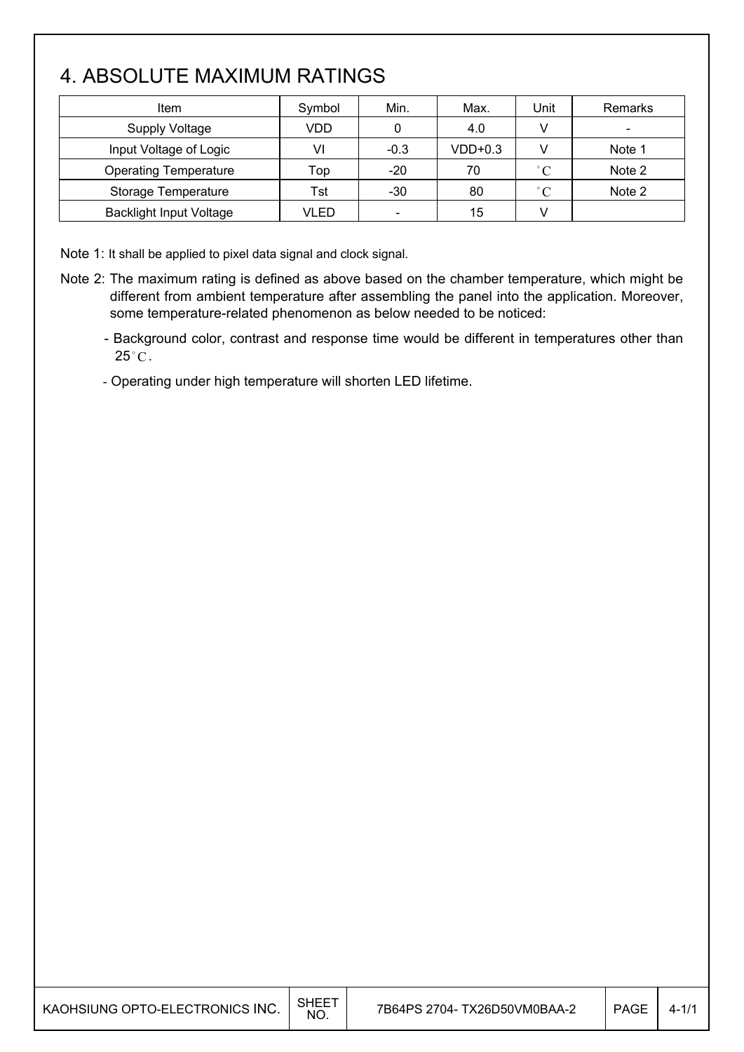# 4. ABSOLUTE MAXIMUM RATINGS

| Item | Symbol | Min. | Max. | Unit | Remarks |
|---|---|---|---|---|---|
| Supply Voltage | VDD | 0 | 4.0 | V | - |
| Input Voltage of Logic | VI | -0.3 | VDD+0.3 | V | Note 1 |
| Operating Temperature | Top | -20 | 70 | °C | Note 2 |
| Storage Temperature | Tst | -30 | 80 | °C | Note 2 |
| Backlight Input Voltage | VLED | - | 15 | V | |

Note 1: It shall be applied to pixel data signal and clock signal.

Note 2: The maximum rating is defined as above based on the chamber temperature, which might be different from ambient temperature after assembling the panel into the application. Moreover, some temperature-related phenomenon as below needed to be noticed:

- Background color, contrast and response time would be different in temperatures other than 25°C.
- Operating under high temperature will shorten LED lifetime.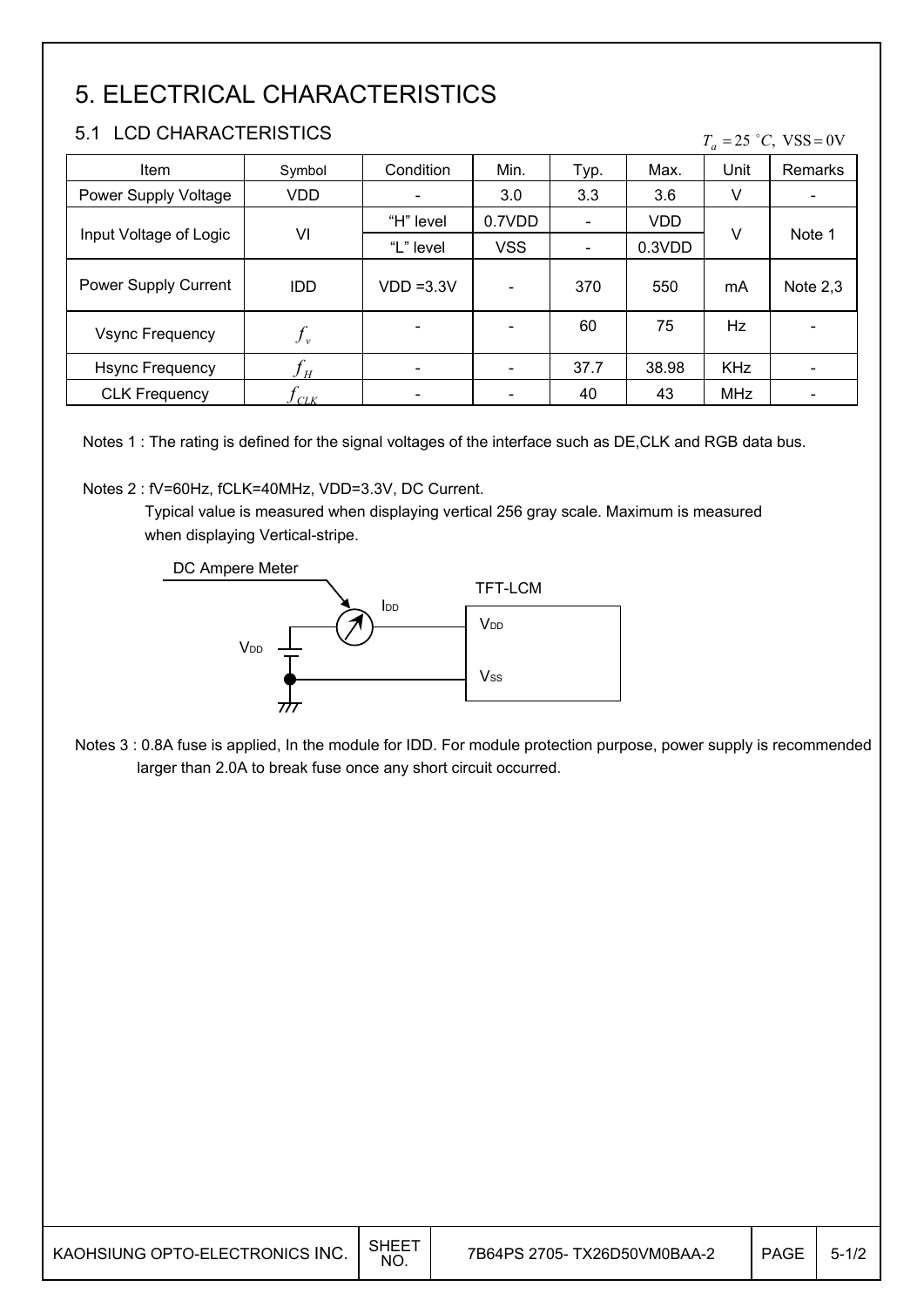# 5. ELECTRICAL CHARACTERISTICS

## 5.1 LCD CHARACTERISTICS

$T_a = 25\ ^\circ C,\ \mathrm{VSS} = 0\mathrm{V}$

| Item | Symbol | Condition | Min. | Typ. | Max. | Unit | Remarks |
|---|---|---|---|---|---|---|---|
| Power Supply Voltage | VDD | - | 3.0 | 3.3 | 3.6 | V | - |
| Input Voltage of Logic | VI | "H" level | 0.7VDD | - | VDD | V | Note 1 |
| | | "L" level | VSS | - | 0.3VDD | | |
| Power Supply Current | IDD | VDD =3.3V | - | 370 | 550 | mA | Note 2,3 |
| Vsync Frequency | $f_v$ | - | - | 60 | 75 | Hz | - |
| Hsync Frequency | $f_H$ | - | - | 37.7 | 38.98 | KHz | - |
| CLK Frequency | $f_{CLK}$ | - | - | 40 | 43 | MHz | - |

Notes 1 : The rating is defined for the signal voltages of the interface such as DE,CLK and RGB data bus.

Notes 2 : fV=60Hz, fCLK=40MHz, VDD=3.3V, DC Current.
Typical value is measured when displaying vertical 256 gray scale. Maximum is measured when displaying Vertical-stripe.

DC Ampere Meter

$I_{DD}$

TFT-LCM

$V_{DD}$

$V_{SS}$

Notes 3 : 0.8A fuse is applied, In the module for IDD. For module protection purpose, power supply is recommended larger than 2.0A to break fuse once any short circuit occurred.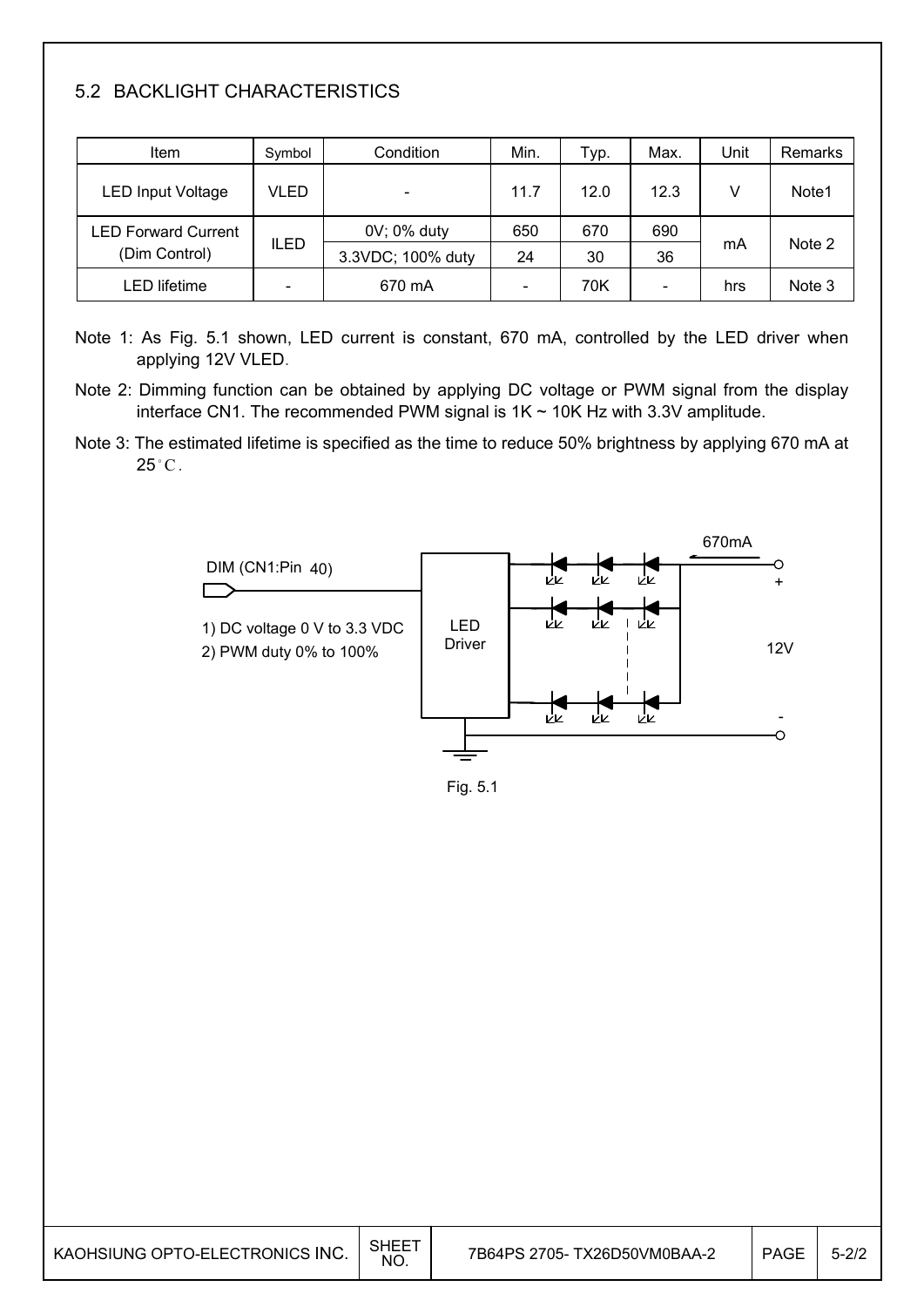## 5.2 BACKLIGHT CHARACTERISTICS

| Item | Symbol | Condition | Min. | Typ. | Max. | Unit | Remarks |
|---|---|---|---|---|---|---|---|
| LED Input Voltage | VLED | - | 11.7 | 12.0 | 12.3 | V | Note1 |
| LED Forward Current (Dim Control) | ILED | 0V; 0% duty | 650 | 670 | 690 | mA | Note 2 |
| | | 3.3VDC; 100% duty | 24 | 30 | 36 | | |
| LED lifetime | - | 670 mA | - | 70K | - | hrs | Note 3 |

Note 1: As Fig. 5.1 shown, LED current is constant, 670 mA, controlled by the LED driver when applying 12V VLED.

Note 2: Dimming function can be obtained by applying DC voltage or PWM signal from the display interface CN1. The recommended PWM signal is 1K ~ 10K Hz with 3.3V amplitude.

Note 3: The estimated lifetime is specified as the time to reduce 50% brightness by applying 670 mA at 25°C.

DIM (CN1:Pin 40)

1) DC voltage 0 V to 3.3 VDC

2) PWM duty 0% to 100%

LED Driver

670mA

+

12V

-

Fig. 5.1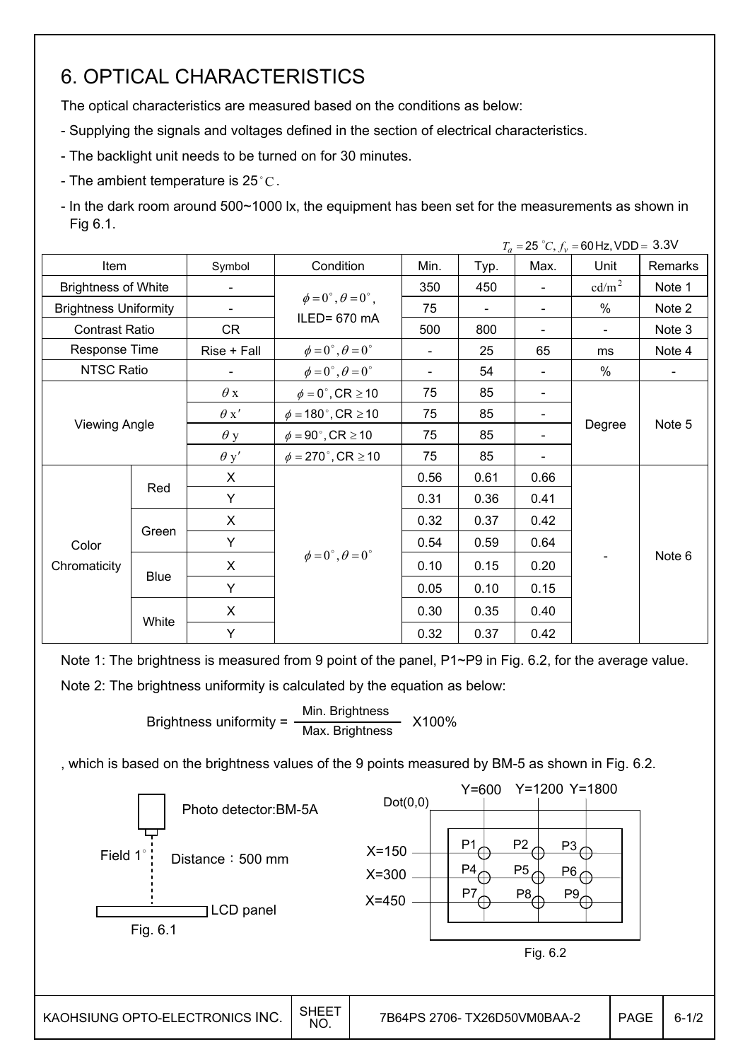# 6. OPTICAL CHARACTERISTICS

The optical characteristics are measured based on the conditions as below:

- Supplying the signals and voltages defined in the section of electrical characteristics.
- The backlight unit needs to be turned on for 30 minutes.
- The ambient temperature is 25°C.
- In the dark room around 500~1000 lx, the equipment has been set for the measurements as shown in Fig 6.1.

$T_a = 25\ ^\circ C,\ f_v = 60\text{Hz},\ \text{VDD} = 3.3\text{V}$

| Item | | Symbol | Condition | Min. | Typ. | Max. | Unit | Remarks |
|---|---|---|---|---|---|---|---|---|
| Brightness of White | | - | $\phi = 0^\circ, \theta = 0^\circ$, ILED= 670 mA | 350 | 450 | - | $\text{cd/m}^2$ | Note 1 |
| Brightness Uniformity | | - | | 75 | - | - | % | Note 2 |
| Contrast Ratio | | CR | | 500 | 800 | - | - | Note 3 |
| Response Time | | Rise + Fall | $\phi = 0^\circ, \theta = 0^\circ$ | - | 25 | 65 | ms | Note 4 |
| NTSC Ratio | | - | $\phi = 0^\circ, \theta = 0^\circ$ | - | 54 | - | % | - |
| Viewing Angle | | $\theta$ x | $\phi = 0^\circ$, CR $\geq$ 10 | 75 | 85 | - | Degree | Note 5 |
| | | $\theta$ x' | $\phi = 180^\circ$, CR $\geq$ 10 | 75 | 85 | - | | |
| | | $\theta$ y | $\phi = 90^\circ$, CR $\geq$ 10 | 75 | 85 | - | | |
| | | $\theta$ y' | $\phi = 270^\circ$, CR $\geq$ 10 | 75 | 85 | - | | |
| Color Chromaticity | Red | X | $\phi = 0^\circ, \theta = 0^\circ$ | 0.56 | 0.61 | 0.66 | - | Note 6 |
| | | Y | | 0.31 | 0.36 | 0.41 | | |
| | Green | X | | 0.32 | 0.37 | 0.42 | | |
| | | Y | | 0.54 | 0.59 | 0.64 | | |
| | Blue | X | | 0.10 | 0.15 | 0.20 | | |
| | | Y | | 0.05 | 0.10 | 0.15 | | |
| | White | X | | 0.30 | 0.35 | 0.40 | | |
| | | Y | | 0.32 | 0.37 | 0.42 | | |

Note 1: The brightness is measured from 9 point of the panel, P1~P9 in Fig. 6.2, for the average value.

Note 2: The brightness uniformity is calculated by the equation as below:

$$\text{Brightness uniformity} = \frac{\text{Min. Brightness}}{\text{Max. Brightness}} \times 100\%$$

, which is based on the brightness values of the 9 points measured by BM-5 as shown in Fig. 6.2.

Photo detector:BM-5A

Field 1°

Distance：500 mm

LCD panel

Fig. 6.1

Dot(0,0)

Y=600 Y=1200 Y=1800

X=150 X=300 X=450

P1 P2 P3 P4 P5 P6 P7 P8 P9

Fig. 6.2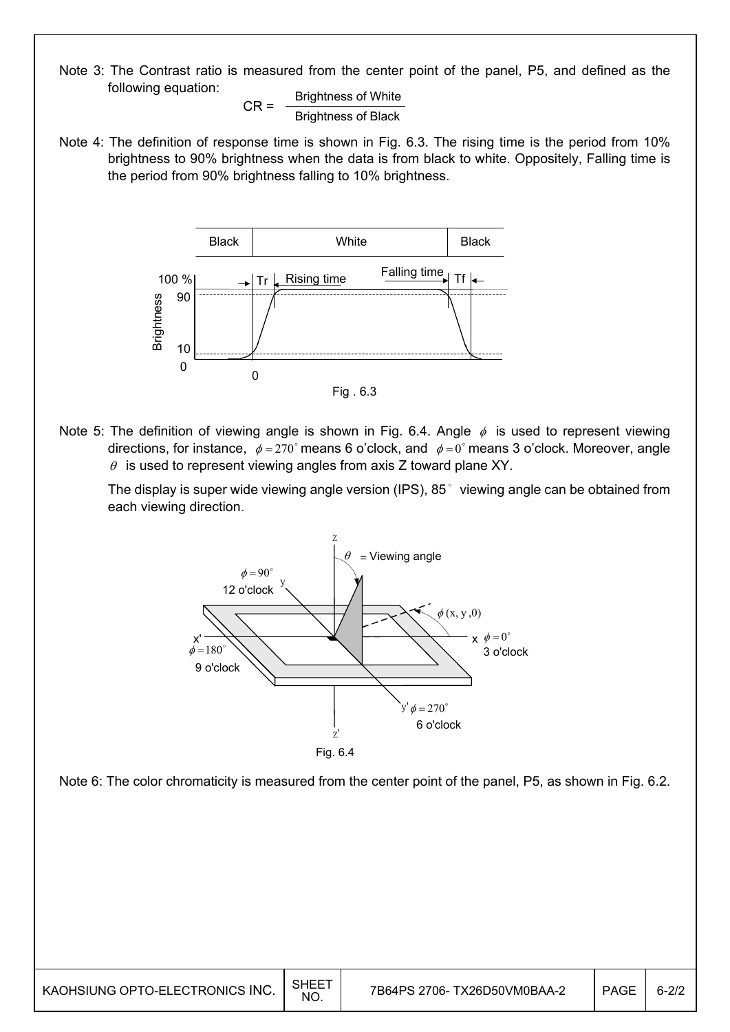Note 3: The Contrast ratio is measured from the center point of the panel, P5, and defined as the following equation:

$$CR = \frac{\text{Brightness of White}}{\text{Brightness of Black}}$$

Note 4: The definition of response time is shown in Fig. 6.3. The rising time is the period from 10% brightness to 90% brightness when the data is from black to white. Oppositely, Falling time is the period from 90% brightness falling to 10% brightness.

Fig . 6.3

Note 5: The definition of viewing angle is shown in Fig. 6.4. Angle $\phi$ is used to represent viewing directions, for instance, $\phi = 270^\circ$ means 6 o'clock, and $\phi = 0^\circ$ means 3 o'clock. Moreover, angle $\theta$ is used to represent viewing angles from axis Z toward plane XY.

The display is super wide viewing angle version (IPS), 85° viewing angle can be obtained from each viewing direction.

Fig. 6.4

Note 6: The color chromaticity is measured from the center point of the panel, P5, as shown in Fig. 6.2.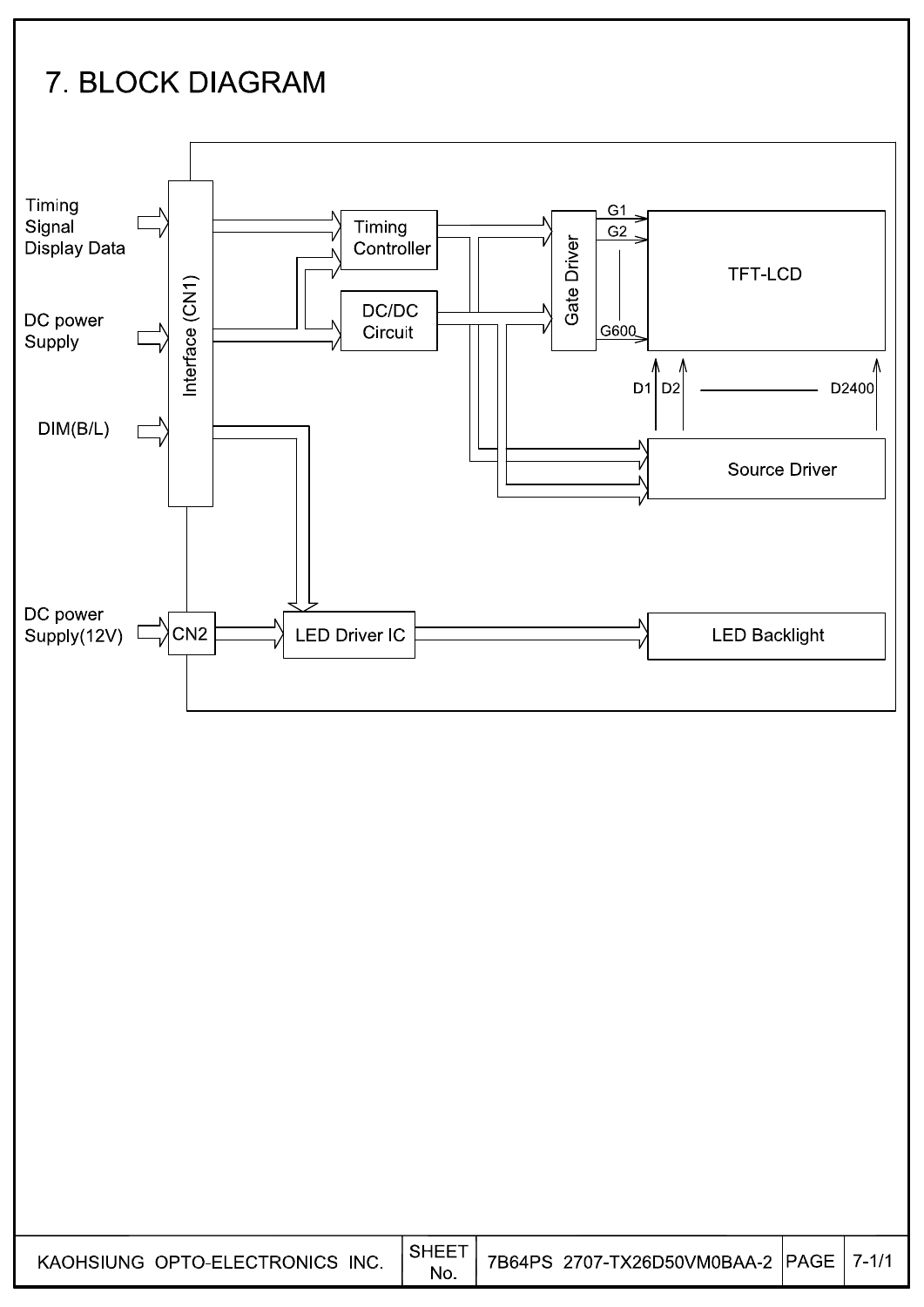# 7. BLOCK DIAGRAM

Timing Signal Display Data

DC power Supply

DIM(B/L)

DC power Supply(12V)

Interface (CN1)

CN2

Timing Controller

DC/DC Circuit

Gate Driver

G1

G2

G600

TFT-LCD

D1 D2 D2400

Source Driver

LED Driver IC

LED Backlight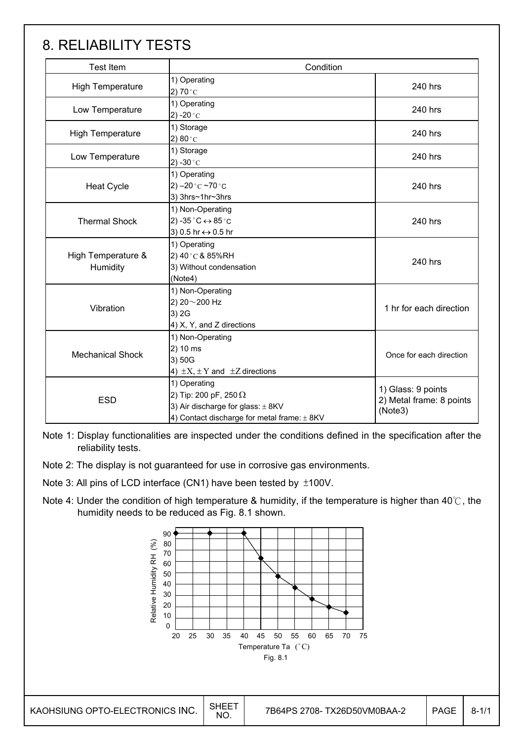# 8. RELIABILITY TESTS

| Test Item | Condition | |
|---|---|---|
| High Temperature | 1) Operating<br>2) 70 °C | 240 hrs |
| Low Temperature | 1) Operating<br>2) -20 °C | 240 hrs |
| High Temperature | 1) Storage<br>2) 80 °C | 240 hrs |
| Low Temperature | 1) Storage<br>2) -30 °C | 240 hrs |
| Heat Cycle | 1) Operating<br>2) –20 °C ~70 °C<br>3) 3hrs~1hr~3hrs | 240 hrs |
| Thermal Shock | 1) Non-Operating<br>2) -35 °C ↔ 85 °C<br>3) 0.5 hr ↔ 0.5 hr | 240 hrs |
| High Temperature & Humidity | 1) Operating<br>2) 40 °C & 85%RH<br>3) Without condensation<br>(Note4) | 240 hrs |
| Vibration | 1) Non-Operating<br>2) 20～200 Hz<br>3) 2G<br>4) X, Y, and Z directions | 1 hr for each direction |
| Mechanical Shock | 1) Non-Operating<br>2) 10 ms<br>3) 50G<br>4) ±X, ± Y and ±Z directions | Once for each direction |
| ESD | 1) Operating<br>2) Tip: 200 pF, 250 Ω<br>3) Air discharge for glass: ± 8KV<br>4) Contact discharge for metal frame: ± 8KV | 1) Glass: 9 points<br>2) Metal frame: 8 points<br>(Note3) |

Note 1: Display functionalities are inspected under the conditions defined in the specification after the reliability tests.

Note 2: The display is not guaranteed for use in corrosive gas environments.

Note 3: All pins of LCD interface (CN1) have been tested by ±100V.

Note 4: Under the condition of high temperature & humidity, if the temperature is higher than 40℃, the humidity needs to be reduced as Fig. 8.1 shown.

Fig. 8.1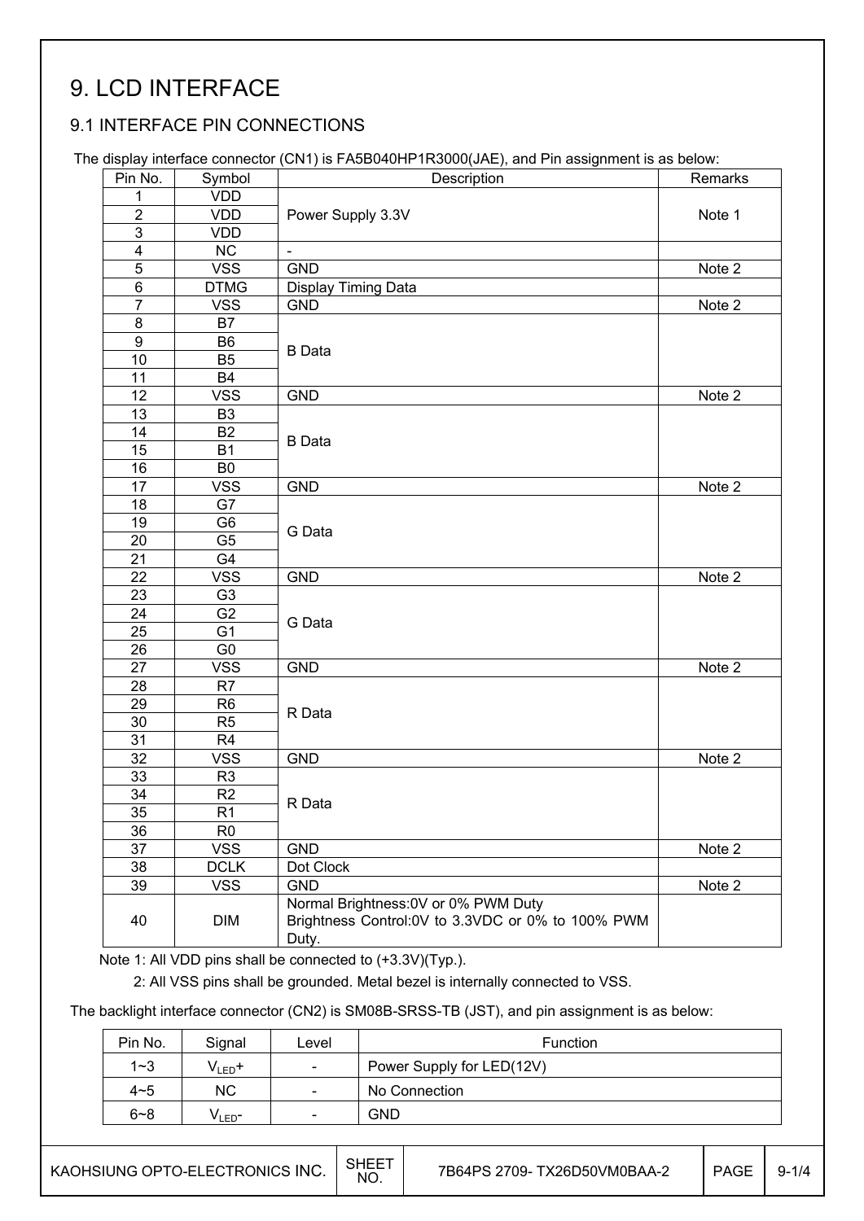# 9. LCD INTERFACE

## 9.1 INTERFACE PIN CONNECTIONS

The display interface connector (CN1) is FA5B040HP1R3000(JAE), and Pin assignment is as below:

| Pin No. | Symbol | Description | Remarks |
|---|---|---|---|
| 1 | VDD | Power Supply 3.3V | Note 1 |
| 2 | VDD | | |
| 3 | VDD | | |
| 4 | NC | - | |
| 5 | VSS | GND | Note 2 |
| 6 | DTMG | Display Timing Data | |
| 7 | VSS | GND | Note 2 |
| 8 | B7 | B Data | |
| 9 | B6 | | |
| 10 | B5 | | |
| 11 | B4 | | |
| 12 | VSS | GND | Note 2 |
| 13 | B3 | B Data | |
| 14 | B2 | | |
| 15 | B1 | | |
| 16 | B0 | | |
| 17 | VSS | GND | Note 2 |
| 18 | G7 | G Data | |
| 19 | G6 | | |
| 20 | G5 | | |
| 21 | G4 | | |
| 22 | VSS | GND | Note 2 |
| 23 | G3 | G Data | |
| 24 | G2 | | |
| 25 | G1 | | |
| 26 | G0 | | |
| 27 | VSS | GND | Note 2 |
| 28 | R7 | R Data | |
| 29 | R6 | | |
| 30 | R5 | | |
| 31 | R4 | | |
| 32 | VSS | GND | Note 2 |
| 33 | R3 | R Data | |
| 34 | R2 | | |
| 35 | R1 | | |
| 36 | R0 | | |
| 37 | VSS | GND | Note 2 |
| 38 | DCLK | Dot Clock | |
| 39 | VSS | GND | Note 2 |
| 40 | DIM | Normal Brightness:0V or 0% PWM Duty<br>Brightness Control:0V to 3.3VDC or 0% to 100% PWM Duty. | |

Note 1: All VDD pins shall be connected to (+3.3V)(Typ.).

2: All VSS pins shall be grounded. Metal bezel is internally connected to VSS.

The backlight interface connector (CN2) is SM08B-SRSS-TB (JST), and pin assignment is as below:

| Pin No. | Signal | Level | Function |
|---|---|---|---|
| 1~3 | $V_{LED}$+ | - | Power Supply for LED(12V) |
| 4~5 | NC | - | No Connection |
| 6~8 | $V_{LED}$- | - | GND |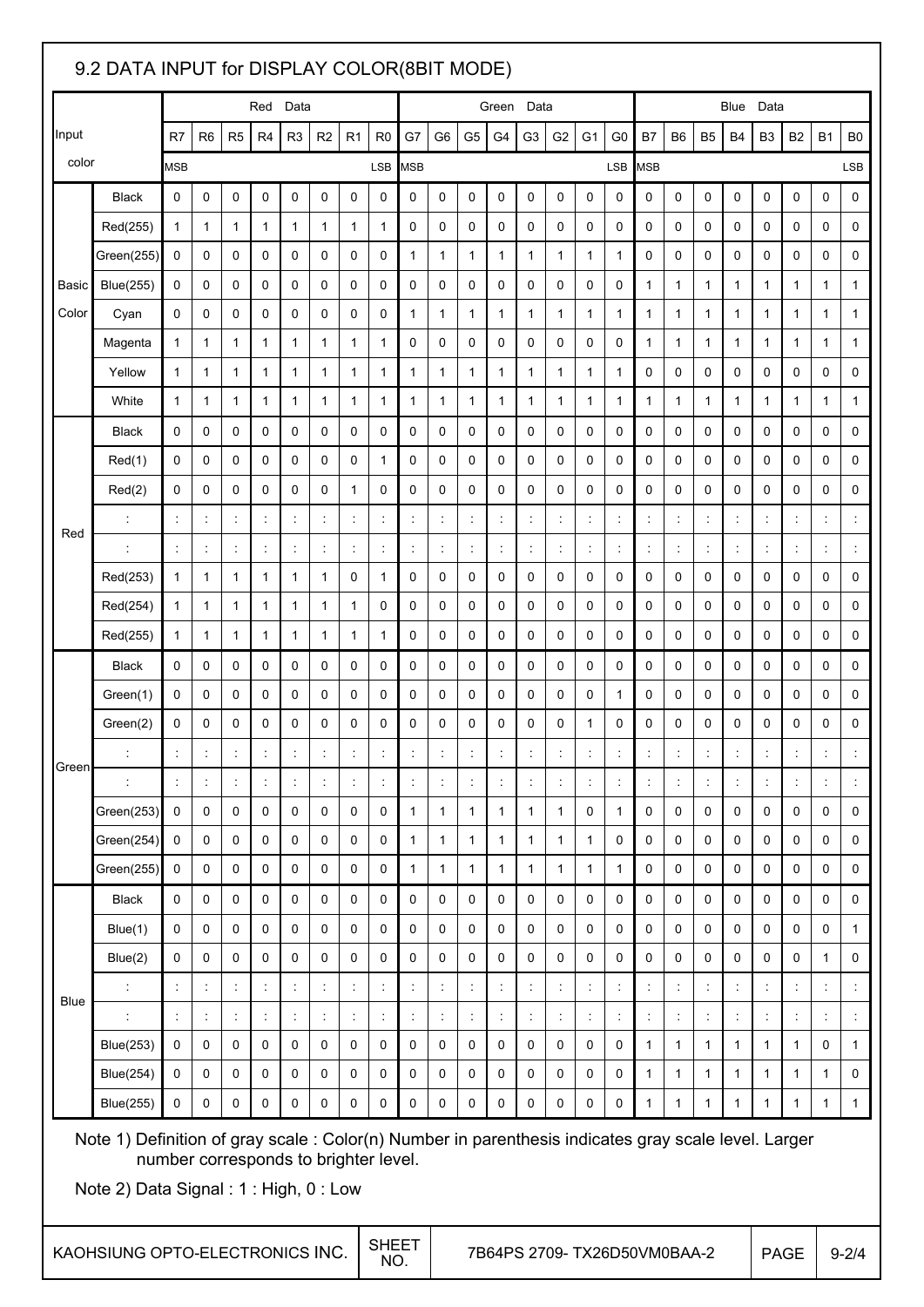## 9.2 DATA INPUT for DISPLAY COLOR(8BIT MODE)

| Input color | | Red Data | | | | | | | | Green Data | | | | | | | | Blue Data | | | | | | | |
|---|---|---|---|---|---|---|---|---|---|---|---|---|---|---|---|---|---|---|---|---|---|---|---|---|---|
| | | R7 | R6 | R5 | R4 | R3 | R2 | R1 | R0 | G7 | G6 | G5 | G4 | G3 | G2 | G1 | G0 | B7 | B6 | B5 | B4 | B3 | B2 | B1 | B0 |
| | | MSB | | | | | | | LSB | MSB | | | | | | | LSB | MSB | | | | | | | LSB |
| Basic Color | Black | 0 | 0 | 0 | 0 | 0 | 0 | 0 | 0 | 0 | 0 | 0 | 0 | 0 | 0 | 0 | 0 | 0 | 0 | 0 | 0 | 0 | 0 | 0 | 0 |
| | Red(255) | 1 | 1 | 1 | 1 | 1 | 1 | 1 | 1 | 0 | 0 | 0 | 0 | 0 | 0 | 0 | 0 | 0 | 0 | 0 | 0 | 0 | 0 | 0 | 0 |
| | Green(255) | 0 | 0 | 0 | 0 | 0 | 0 | 0 | 0 | 1 | 1 | 1 | 1 | 1 | 1 | 1 | 1 | 0 | 0 | 0 | 0 | 0 | 0 | 0 | 0 |
| | Blue(255) | 0 | 0 | 0 | 0 | 0 | 0 | 0 | 0 | 0 | 0 | 0 | 0 | 0 | 0 | 0 | 0 | 1 | 1 | 1 | 1 | 1 | 1 | 1 | 1 |
| | Cyan | 0 | 0 | 0 | 0 | 0 | 0 | 0 | 0 | 1 | 1 | 1 | 1 | 1 | 1 | 1 | 1 | 1 | 1 | 1 | 1 | 1 | 1 | 1 | 1 |
| | Magenta | 1 | 1 | 1 | 1 | 1 | 1 | 1 | 1 | 0 | 0 | 0 | 0 | 0 | 0 | 0 | 0 | 1 | 1 | 1 | 1 | 1 | 1 | 1 | 1 |
| | Yellow | 1 | 1 | 1 | 1 | 1 | 1 | 1 | 1 | 1 | 1 | 1 | 1 | 1 | 1 | 1 | 1 | 0 | 0 | 0 | 0 | 0 | 0 | 0 | 0 |
| | White | 1 | 1 | 1 | 1 | 1 | 1 | 1 | 1 | 1 | 1 | 1 | 1 | 1 | 1 | 1 | 1 | 1 | 1 | 1 | 1 | 1 | 1 | 1 | 1 |
| Red | Black | 0 | 0 | 0 | 0 | 0 | 0 | 0 | 0 | 0 | 0 | 0 | 0 | 0 | 0 | 0 | 0 | 0 | 0 | 0 | 0 | 0 | 0 | 0 | 0 |
| | Red(1) | 0 | 0 | 0 | 0 | 0 | 0 | 0 | 1 | 0 | 0 | 0 | 0 | 0 | 0 | 0 | 0 | 0 | 0 | 0 | 0 | 0 | 0 | 0 | 0 |
| | Red(2) | 0 | 0 | 0 | 0 | 0 | 0 | 1 | 0 | 0 | 0 | 0 | 0 | 0 | 0 | 0 | 0 | 0 | 0 | 0 | 0 | 0 | 0 | 0 | 0 |
| | : | : | : | : | : | : | : | : | : | : | : | : | : | : | : | : | : | : | : | : | : | : | : | : | : |
| | : | : | : | : | : | : | : | : | : | : | : | : | : | : | : | : | : | : | : | : | : | : | : | : | : |
| | Red(253) | 1 | 1 | 1 | 1 | 1 | 1 | 0 | 1 | 0 | 0 | 0 | 0 | 0 | 0 | 0 | 0 | 0 | 0 | 0 | 0 | 0 | 0 | 0 | 0 |
| | Red(254) | 1 | 1 | 1 | 1 | 1 | 1 | 1 | 0 | 0 | 0 | 0 | 0 | 0 | 0 | 0 | 0 | 0 | 0 | 0 | 0 | 0 | 0 | 0 | 0 |
| | Red(255) | 1 | 1 | 1 | 1 | 1 | 1 | 1 | 1 | 0 | 0 | 0 | 0 | 0 | 0 | 0 | 0 | 0 | 0 | 0 | 0 | 0 | 0 | 0 | 0 |
| Green | Black | 0 | 0 | 0 | 0 | 0 | 0 | 0 | 0 | 0 | 0 | 0 | 0 | 0 | 0 | 0 | 0 | 0 | 0 | 0 | 0 | 0 | 0 | 0 | 0 |
| | Green(1) | 0 | 0 | 0 | 0 | 0 | 0 | 0 | 0 | 0 | 0 | 0 | 0 | 0 | 0 | 0 | 1 | 0 | 0 | 0 | 0 | 0 | 0 | 0 | 0 |
| | Green(2) | 0 | 0 | 0 | 0 | 0 | 0 | 0 | 0 | 0 | 0 | 0 | 0 | 0 | 0 | 1 | 0 | 0 | 0 | 0 | 0 | 0 | 0 | 0 | 0 |
| | : | : | : | : | : | : | : | : | : | : | : | : | : | : | : | : | : | : | : | : | : | : | : | : | : |
| | : | : | : | : | : | : | : | : | : | : | : | : | : | : | : | : | : | : | : | : | : | : | : | : | : |
| | Green(253) | 0 | 0 | 0 | 0 | 0 | 0 | 0 | 0 | 1 | 1 | 1 | 1 | 1 | 1 | 0 | 1 | 0 | 0 | 0 | 0 | 0 | 0 | 0 | 0 |
| | Green(254) | 0 | 0 | 0 | 0 | 0 | 0 | 0 | 0 | 1 | 1 | 1 | 1 | 1 | 1 | 1 | 0 | 0 | 0 | 0 | 0 | 0 | 0 | 0 | 0 |
| | Green(255) | 0 | 0 | 0 | 0 | 0 | 0 | 0 | 0 | 1 | 1 | 1 | 1 | 1 | 1 | 1 | 1 | 0 | 0 | 0 | 0 | 0 | 0 | 0 | 0 |
| Blue | Black | 0 | 0 | 0 | 0 | 0 | 0 | 0 | 0 | 0 | 0 | 0 | 0 | 0 | 0 | 0 | 0 | 0 | 0 | 0 | 0 | 0 | 0 | 0 | 0 |
| | Blue(1) | 0 | 0 | 0 | 0 | 0 | 0 | 0 | 0 | 0 | 0 | 0 | 0 | 0 | 0 | 0 | 0 | 0 | 0 | 0 | 0 | 0 | 0 | 0 | 1 |
| | Blue(2) | 0 | 0 | 0 | 0 | 0 | 0 | 0 | 0 | 0 | 0 | 0 | 0 | 0 | 0 | 0 | 0 | 0 | 0 | 0 | 0 | 0 | 0 | 1 | 0 |
| | : | : | : | : | : | : | : | : | : | : | : | : | : | : | : | : | : | : | : | : | : | : | : | : | : |
| | : | : | : | : | : | : | : | : | : | : | : | : | : | : | : | : | : | : | : | : | : | : | : | : | : |
| | Blue(253) | 0 | 0 | 0 | 0 | 0 | 0 | 0 | 0 | 0 | 0 | 0 | 0 | 0 | 0 | 0 | 0 | 1 | 1 | 1 | 1 | 1 | 1 | 0 | 1 |
| | Blue(254) | 0 | 0 | 0 | 0 | 0 | 0 | 0 | 0 | 0 | 0 | 0 | 0 | 0 | 0 | 0 | 0 | 1 | 1 | 1 | 1 | 1 | 1 | 1 | 0 |
| | Blue(255) | 0 | 0 | 0 | 0 | 0 | 0 | 0 | 0 | 0 | 0 | 0 | 0 | 0 | 0 | 0 | 0 | 1 | 1 | 1 | 1 | 1 | 1 | 1 | 1 |

Note 1) Definition of gray scale : Color(n) Number in parenthesis indicates gray scale level. Larger number corresponds to brighter level.

Note 2) Data Signal : 1 : High, 0 : Low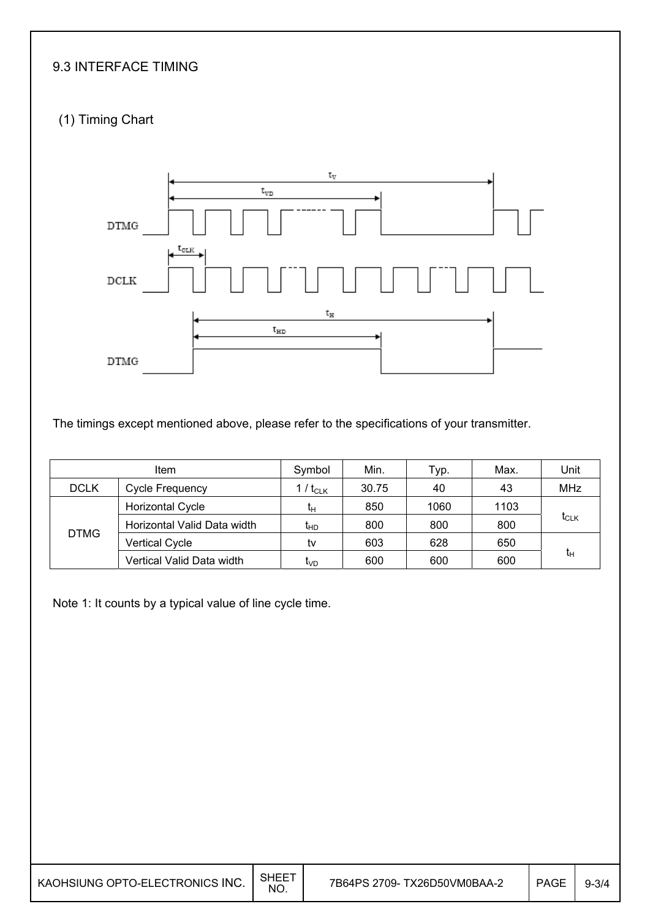## 9.3 INTERFACE TIMING

### (1) Timing Chart

The timings except mentioned above, please refer to the specifications of your transmitter.

| Item | | Symbol | Min. | Typ. | Max. | Unit |
|---|---|---|---|---|---|---|
| DCLK | Cycle Frequency | $1 / t_{CLK}$ | 30.75 | 40 | 43 | MHz |
| DTMG | Horizontal Cycle | $t_H$ | 850 | 1060 | 1103 | $t_{CLK}$ |
| | Horizontal Valid Data width | $t_{HD}$ | 800 | 800 | 800 | |
| | Vertical Cycle | tv | 603 | 628 | 650 | $t_H$ |
| | Vertical Valid Data width | $t_{VD}$ | 600 | 600 | 600 | |

Note 1: It counts by a typical value of line cycle time.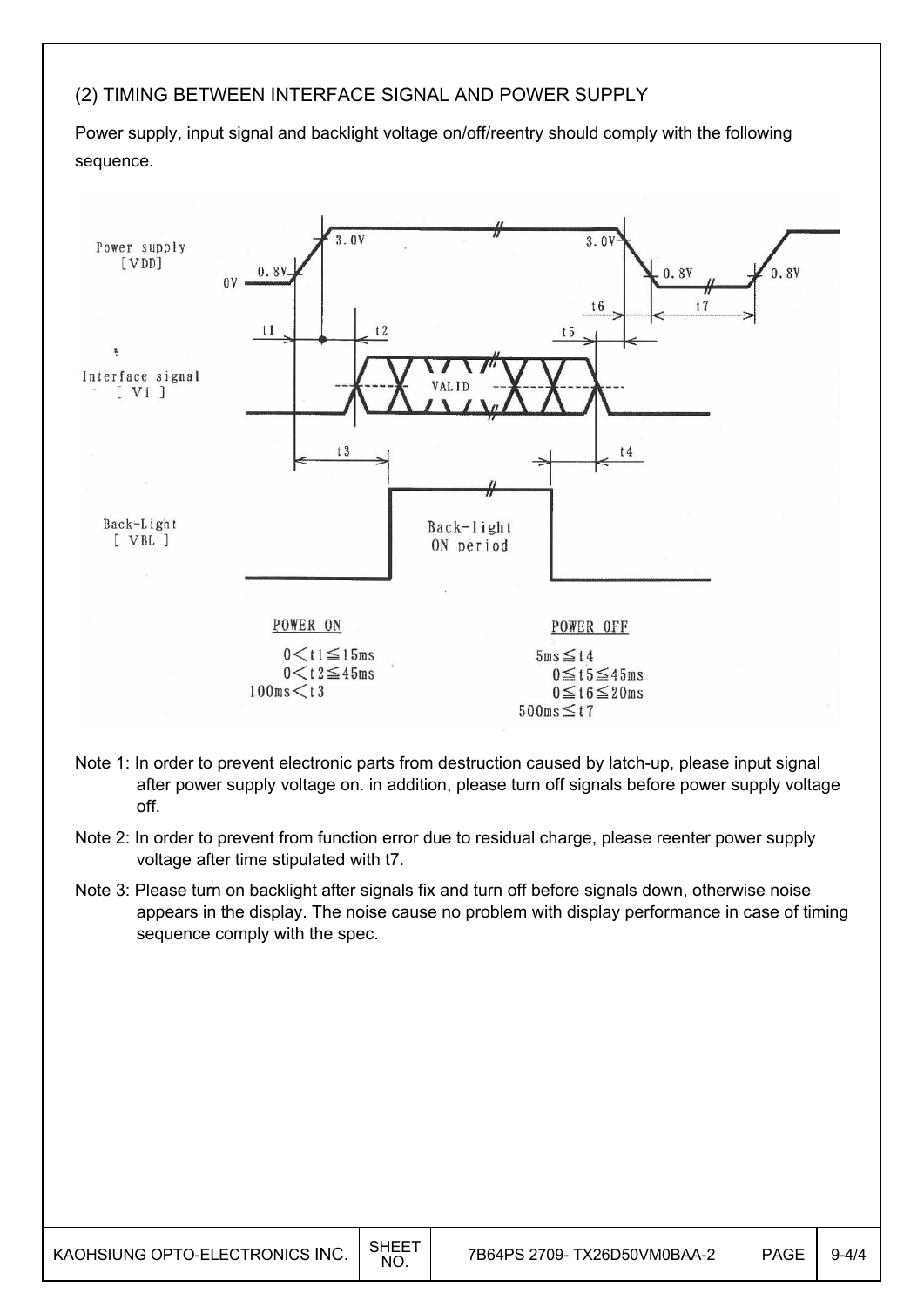## (2) TIMING BETWEEN INTERFACE SIGNAL AND POWER SUPPLY

Power supply, input signal and backlight voltage on/off/reentry should comply with the following sequence.

Power supply [VDD]

Interface signal [ Vi ]

Back-Light [ VBL ]

POWER ON

$0 < t1 \leqq 15ms$

$0 < t2 \leqq 45ms$

$100ms < t3$

POWER OFF

$5ms \leqq t4$

$0 \leqq t5 \leqq 45ms$

$0 \leqq t6 \leqq 20ms$

$500ms \leqq t7$

Note 1: In order to prevent electronic parts from destruction caused by latch-up, please input signal after power supply voltage on. in addition, please turn off signals before power supply voltage off.

Note 2: In order to prevent from function error due to residual charge, please reenter power supply voltage after time stipulated with t7.

Note 3: Please turn on backlight after signals fix and turn off before signals down, otherwise noise appears in the display. The noise cause no problem with display performance in case of timing sequence comply with the spec.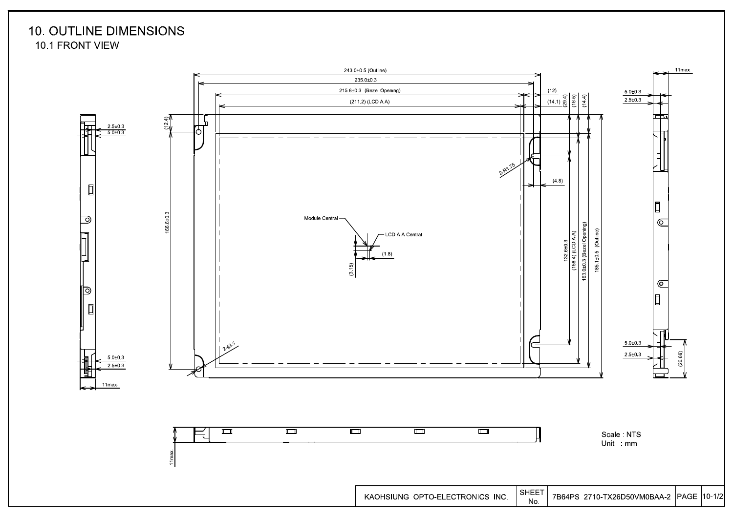# 10. OUTLINE DIMENSIONS

## 10.1 FRONT VIEW

243.0±0.5 (Outline)

235.0±0.3

215.8±0.3 (Bezel Opening)

(211.2) (LCD A.A)

(12)

(14.1)

(29.4)

(16.5)

(14.4)

(12.4)

166.6±0.3

2-R1.75

(4.8)

Module Central

LCD A.A Central

(1.8)

(3.15)

132.6±0.3

(158.4) (LCD A.A)

163.0±0.3 (Bezel Opening)

185.1±0.5 (Outline)

2-ϕ3.5

2.5±0.3

5.0±0.3

11max.

(26.68)

Scale : NTS
Unit : mm

| KAOHSIUNG OPTO-ELECTRONICS INC. | SHEET No. | 7B64PS 2710-TX26D50VM0BAA-2 | PAGE | 10-1/2 |
|---|---|---|---|---|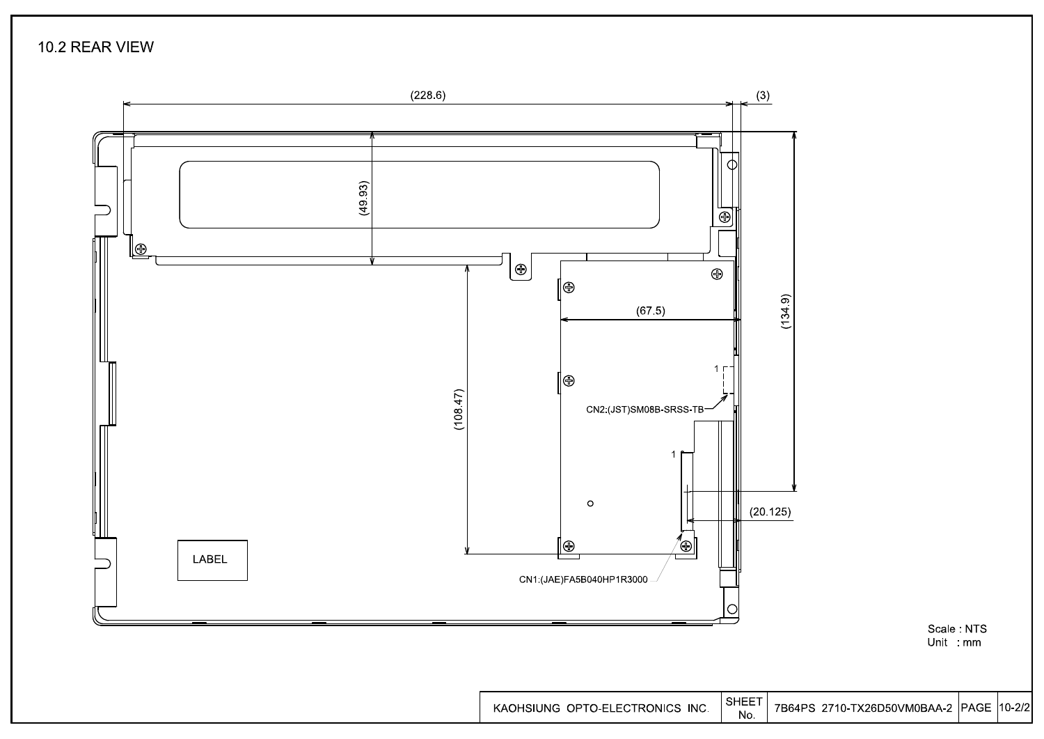## 10.2 REAR VIEW

(228.6)

(3)

(49.93)

(134.9)

(67.5)

(108.47)

1

CN2:(JST)SM08B-SRSS-TB

1

(20.125)

LABEL

CN1:(JAE)FA5B040HP1R3000

Scale : NTS
Unit : mm

| KAOHSIUNG OPTO-ELECTRONICS INC. | SHEET No. | 7B64PS 2710-TX26D50VM0BAA-2 | PAGE | 10-2/2 |
|---|---|---|---|---|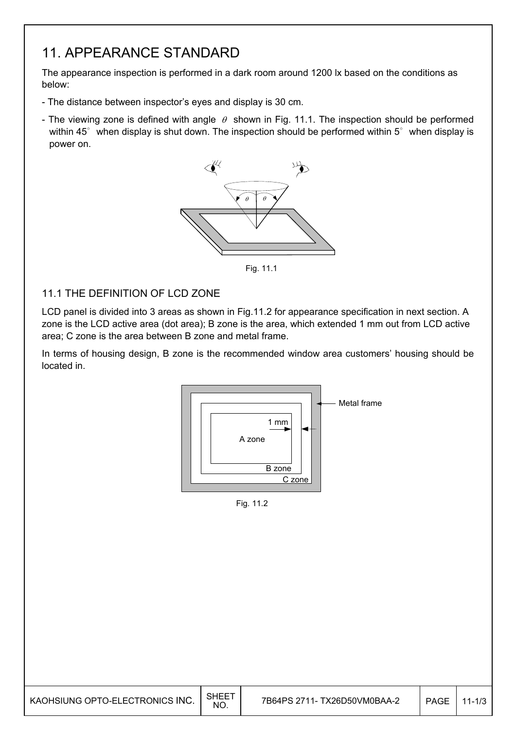# 11. APPEARANCE STANDARD

The appearance inspection is performed in a dark room around 1200 lx based on the conditions as below:

- The distance between inspector's eyes and display is 30 cm.
- The viewing zone is defined with angle $\theta$ shown in Fig. 11.1. The inspection should be performed within 45° when display is shut down. The inspection should be performed within 5° when display is power on.

Fig. 11.1

## 11.1 THE DEFINITION OF LCD ZONE

LCD panel is divided into 3 areas as shown in Fig.11.2 for appearance specification in next section. A zone is the LCD active area (dot area); B zone is the area, which extended 1 mm out from LCD active area; C zone is the area between B zone and metal frame.

In terms of housing design, B zone is the recommended window area customers' housing should be located in.

Fig. 11.2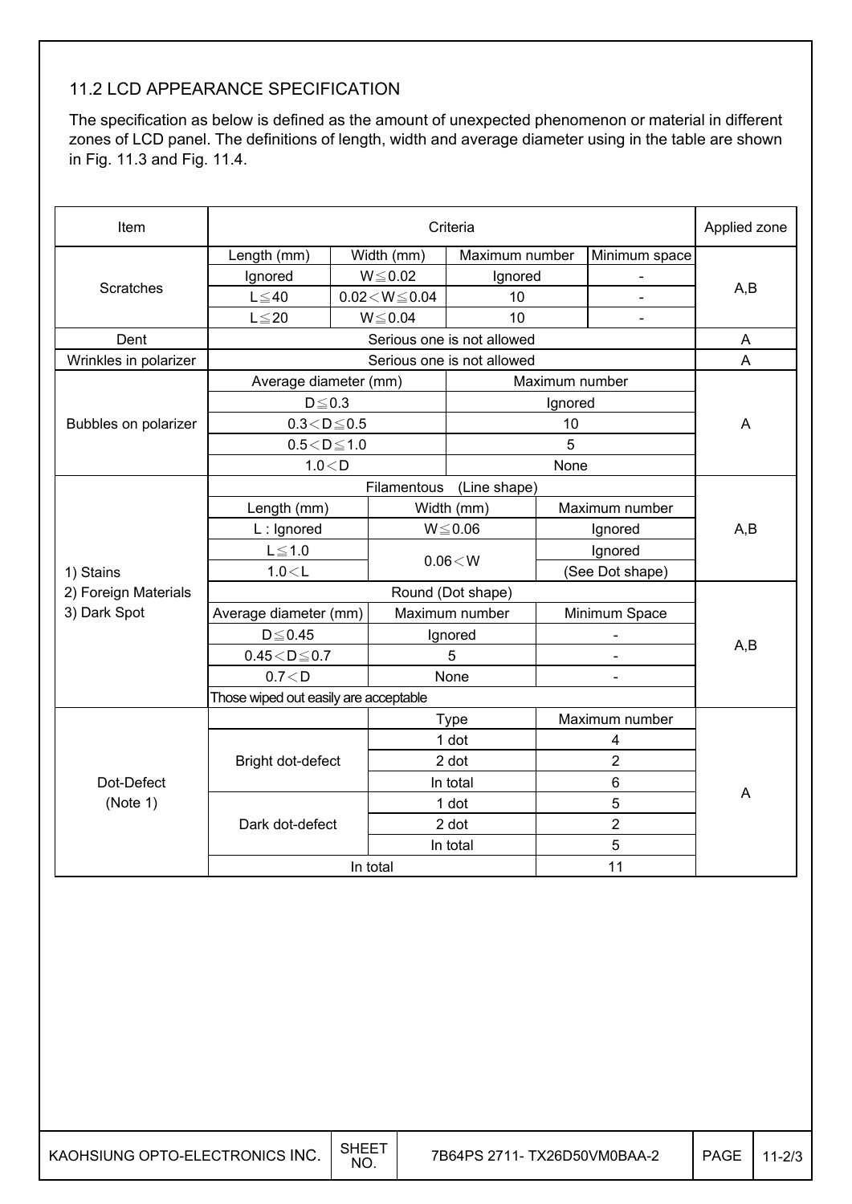## 11.2 LCD APPEARANCE SPECIFICATION

The specification as below is defined as the amount of unexpected phenomenon or material in different zones of LCD panel. The definitions of length, width and average diameter using in the table are shown in Fig. 11.3 and Fig. 11.4.

| Item | Criteria | | | | Applied zone |
|---|---|---|---|---|---|
| Scratches | Length (mm) | Width (mm) | Maximum number | Minimum space | A,B |
| | Ignored | W≦0.02 | Ignored | - | |
| | L≦40 | 0.02＜W≦0.04 | 10 | - | |
| | L≦20 | W≦0.04 | 10 | - | |
| Dent | Serious one is not allowed | | | | A |
| Wrinkles in polarizer | Serious one is not allowed | | | | A |
| Bubbles on polarizer | Average diameter (mm) | | Maximum number | | A |
| | D≦0.3 | | Ignored | | |
| | 0.3＜D≦0.5 | | 10 | | |
| | 0.5＜D≦1.0 | | 5 | | |
| | 1.0＜D | | None | | |
| 1) Stains<br>2) Foreign Materials<br>3) Dark Spot | Filamentous (Line shape) | | | | A,B |
| | Length (mm) | Width (mm) | Maximum number | | |
| | L : Ignored | W≦0.06 | Ignored | | |
| | L≦1.0 | 0.06＜W | Ignored | | |
| | 1.0＜L | | (See Dot shape) | | |
| | Round (Dot shape) | | | | A,B |
| | Average diameter (mm) | Maximum number | Minimum Space | | |
| | D≦0.45 | Ignored | - | | |
| | 0.45＜D≦0.7 | 5 | - | | |
| | 0.7＜D | None | - | | |
| | Those wiped out easily are acceptable | | | | |
| Dot-Defect<br>(Note 1) | | Type | Maximum number | | A |
| | Bright dot-defect | 1 dot | 4 | | |
| | | 2 dot | 2 | | |
| | | In total | 6 | | |
| | Dark dot-defect | 1 dot | 5 | | |
| | | 2 dot | 2 | | |
| | | In total | 5 | | |
| | In total | | 11 | | |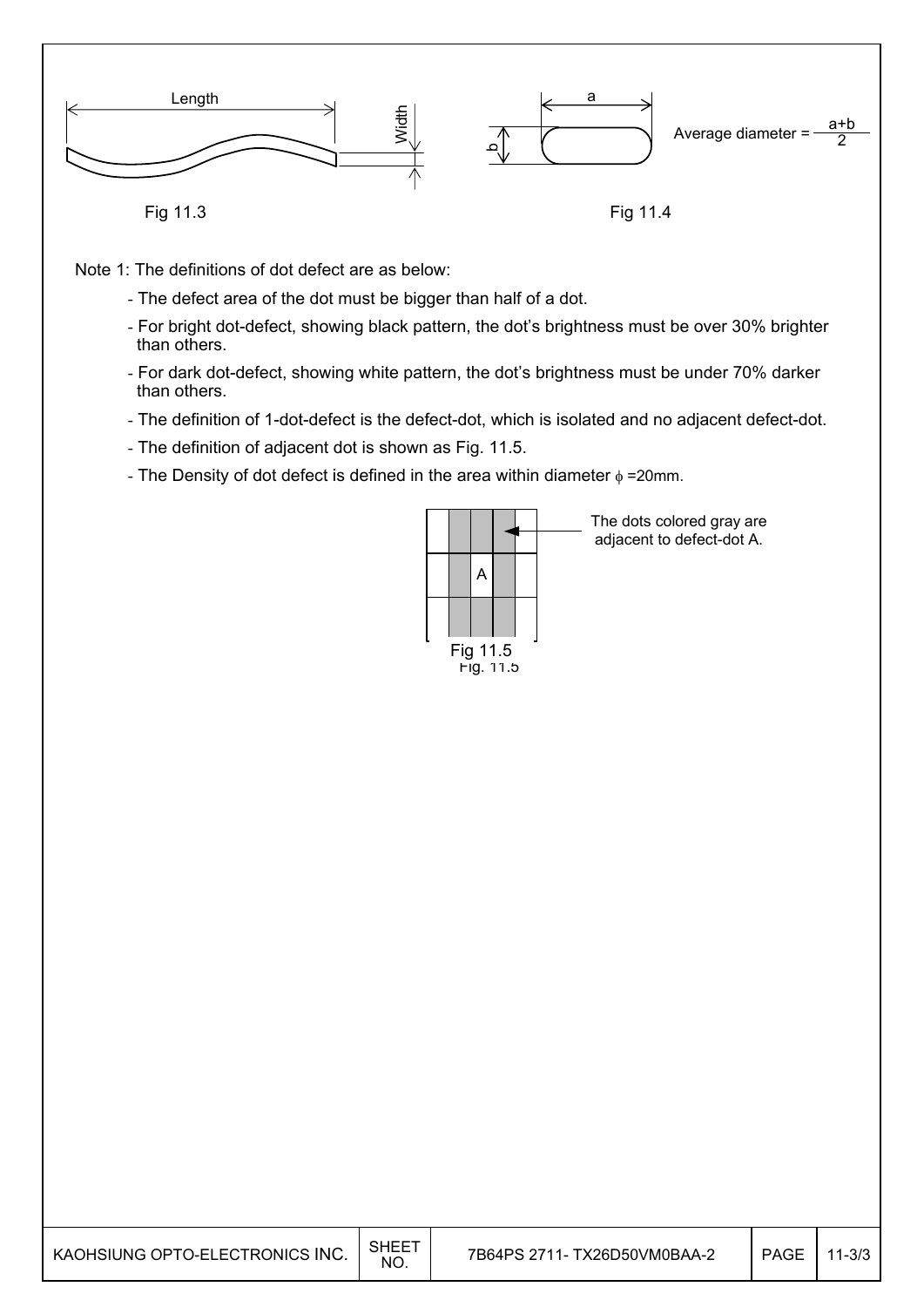Length

Width

Fig 11.3

a

b

Average diameter = $\frac{a+b}{2}$

Fig 11.4

Note 1: The definitions of dot defect are as below:

- The defect area of the dot must be bigger than half of a dot.
- For bright dot-defect, showing black pattern, the dot's brightness must be over 30% brighter than others.
- For dark dot-defect, showing white pattern, the dot's brightness must be under 70% darker than others.
- The definition of 1-dot-defect is the defect-dot, which is isolated and no adjacent defect-dot.
- The definition of adjacent dot is shown as Fig. 11.5.
- The Density of dot defect is defined in the area within diameter $\phi$ =20mm.

A

The dots colored gray are adjacent to defect-dot A.

Fig 11.5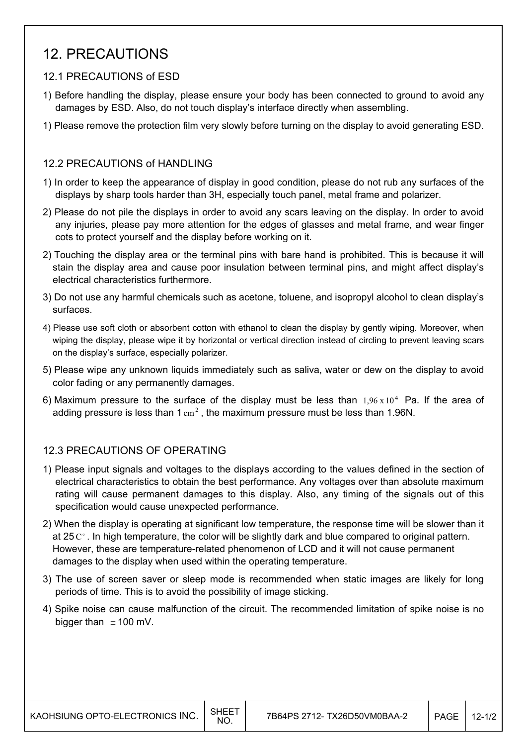# 12. PRECAUTIONS

## 12.1 PRECAUTIONS of ESD

1) Before handling the display, please ensure your body has been connected to ground to avoid any damages by ESD. Also, do not touch display's interface directly when assembling.

1) Please remove the protection film very slowly before turning on the display to avoid generating ESD.

## 12.2 PRECAUTIONS of HANDLING

1) In order to keep the appearance of display in good condition, please do not rub any surfaces of the displays by sharp tools harder than 3H, especially touch panel, metal frame and polarizer.

2) Please do not pile the displays in order to avoid any scars leaving on the display. In order to avoid any injuries, please pay more attention for the edges of glasses and metal frame, and wear finger cots to protect yourself and the display before working on it.

2) Touching the display area or the terminal pins with bare hand is prohibited. This is because it will stain the display area and cause poor insulation between terminal pins, and might affect display's electrical characteristics furthermore.

3) Do not use any harmful chemicals such as acetone, toluene, and isopropyl alcohol to clean display's surfaces.

4) Please use soft cloth or absorbent cotton with ethanol to clean the display by gently wiping. Moreover, when wiping the display, please wipe it by horizontal or vertical direction instead of circling to prevent leaving scars on the display's surface, especially polarizer.

5) Please wipe any unknown liquids immediately such as saliva, water or dew on the display to avoid color fading or any permanently damages.

6) Maximum pressure to the surface of the display must be less than $1{,}96 \times 10^{4}$ Pa. If the area of adding pressure is less than 1 $cm^{2}$, the maximum pressure must be less than 1.96N.

## 12.3 PRECAUTIONS OF OPERATING

1) Please input signals and voltages to the displays according to the values defined in the section of electrical characteristics to obtain the best performance. Any voltages over than absolute maximum rating will cause permanent damages to this display. Also, any timing of the signals out of this specification would cause unexpected performance.

2) When the display is operating at significant low temperature, the response time will be slower than it at 25 $C^{\circ}$. In high temperature, the color will be slightly dark and blue compared to original pattern. However, these are temperature-related phenomenon of LCD and it will not cause permanent damages to the display when used within the operating temperature.

3) The use of screen saver or sleep mode is recommended when static images are likely for long periods of time. This is to avoid the possibility of image sticking.

4) Spike noise can cause malfunction of the circuit. The recommended limitation of spike noise is no bigger than $\pm$100 mV.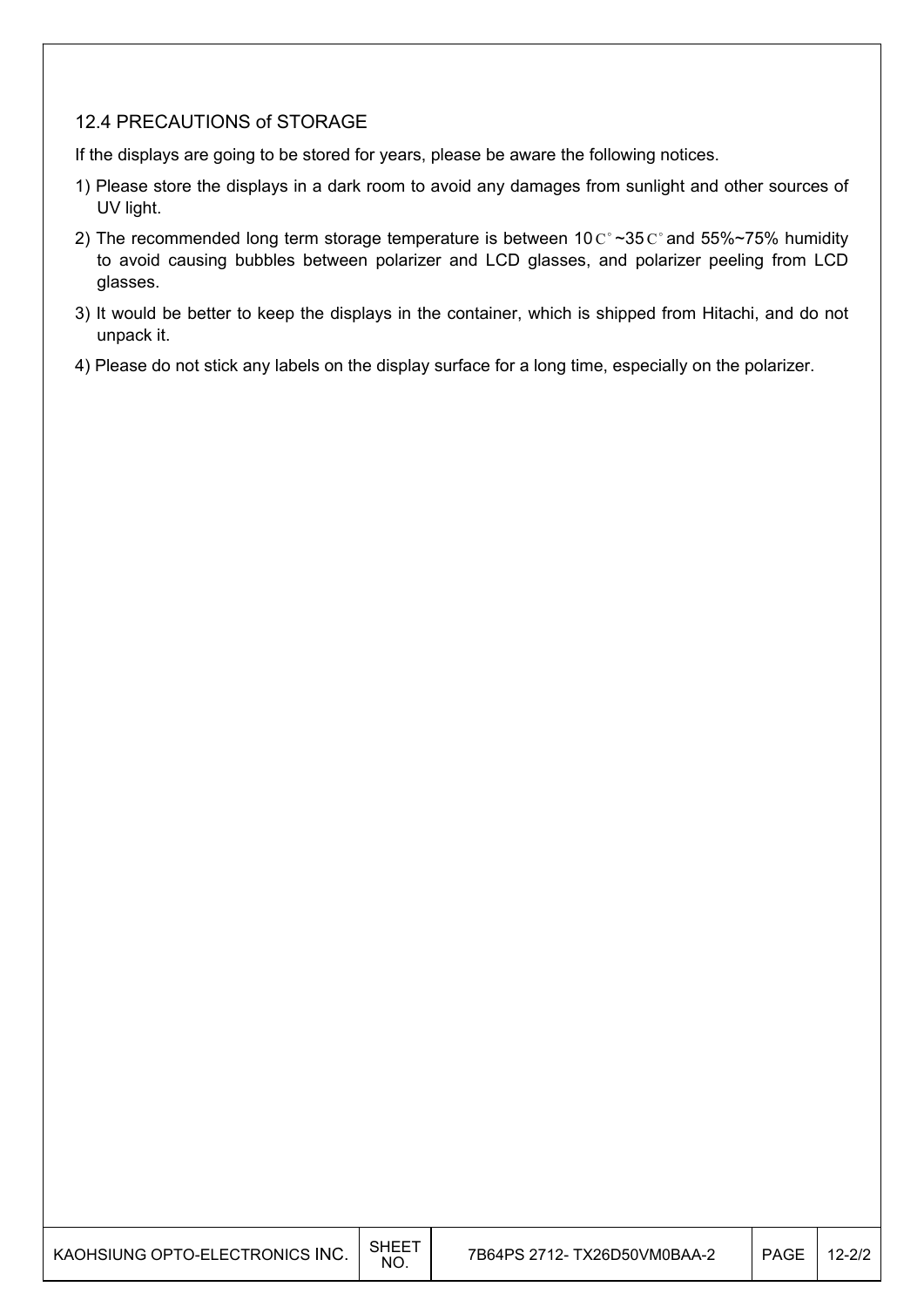### 12.4 PRECAUTIONS of STORAGE

If the displays are going to be stored for years, please be aware the following notices.

1) Please store the displays in a dark room to avoid any damages from sunlight and other sources of UV light.
2) The recommended long term storage temperature is between 10C°~35C° and 55%~75% humidity to avoid causing bubbles between polarizer and LCD glasses, and polarizer peeling from LCD glasses.
3) It would be better to keep the displays in the container, which is shipped from Hitachi, and do not unpack it.
4) Please do not stick any labels on the display surface for a long time, especially on the polarizer.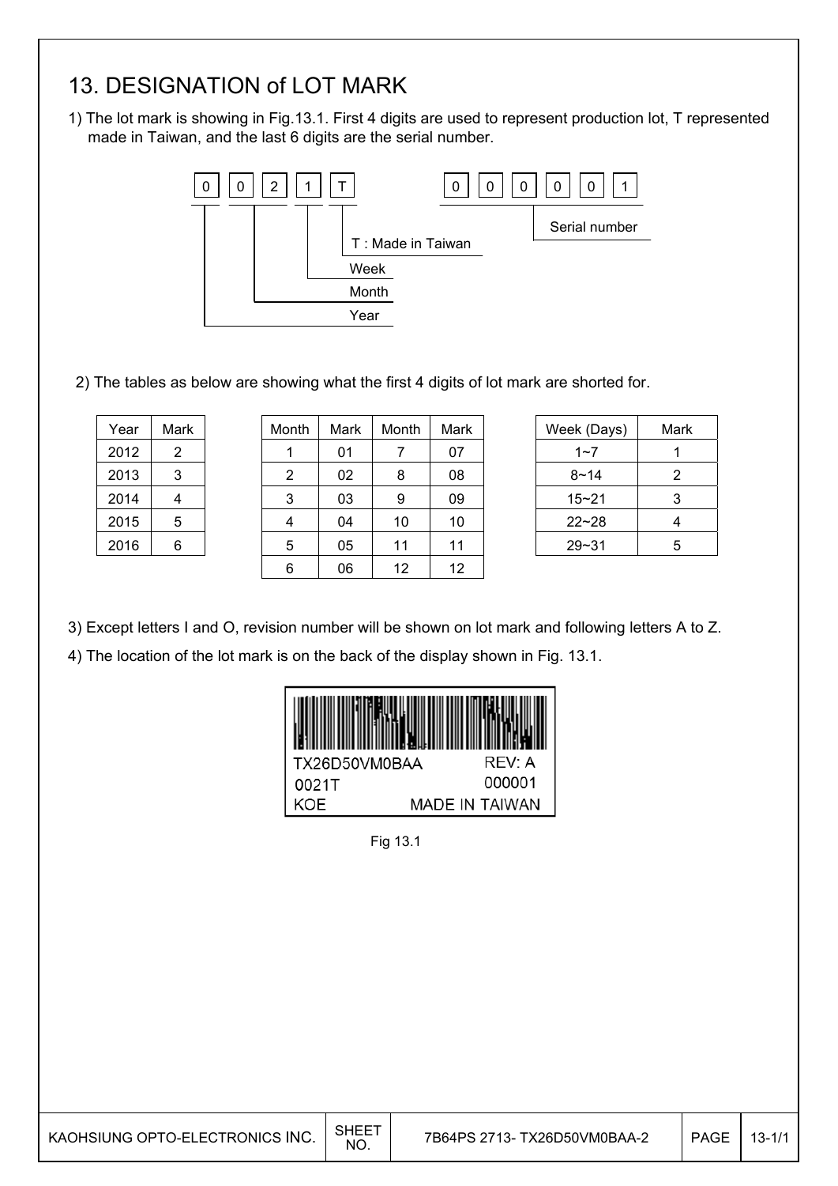# 13. DESIGNATION of LOT MARK

1) The lot mark is showing in Fig.13.1. First 4 digits are used to represent production lot, T represented made in Taiwan, and the last 6 digits are the serial number.

0 0 2 1 T    0 0 0 0 0 1

T : Made in Taiwan

Week

Month

Year

Serial number

2) The tables as below are showing what the first 4 digits of lot mark are shorted for.

| Year | Mark |
|---|---|
| 2012 | 2 |
| 2013 | 3 |
| 2014 | 4 |
| 2015 | 5 |
| 2016 | 6 |

| Month | Mark | Month | Mark |
|---|---|---|---|
| 1 | 01 | 7 | 07 |
| 2 | 02 | 8 | 08 |
| 3 | 03 | 9 | 09 |
| 4 | 04 | 10 | 10 |
| 5 | 05 | 11 | 11 |
| 6 | 06 | 12 | 12 |

| Week (Days) | Mark |
|---|---|
| 1~7 | 1 |
| 8~14 | 2 |
| 15~21 | 3 |
| 22~28 | 4 |
| 29~31 | 5 |

3) Except letters I and O, revision number will be shown on lot mark and following letters A to Z.

4) The location of the lot mark is on the back of the display shown in Fig. 13.1.

TX26D50VM0BAA    REV: A

0021T    000001

KOE    MADE IN TAIWAN

Fig 13.1